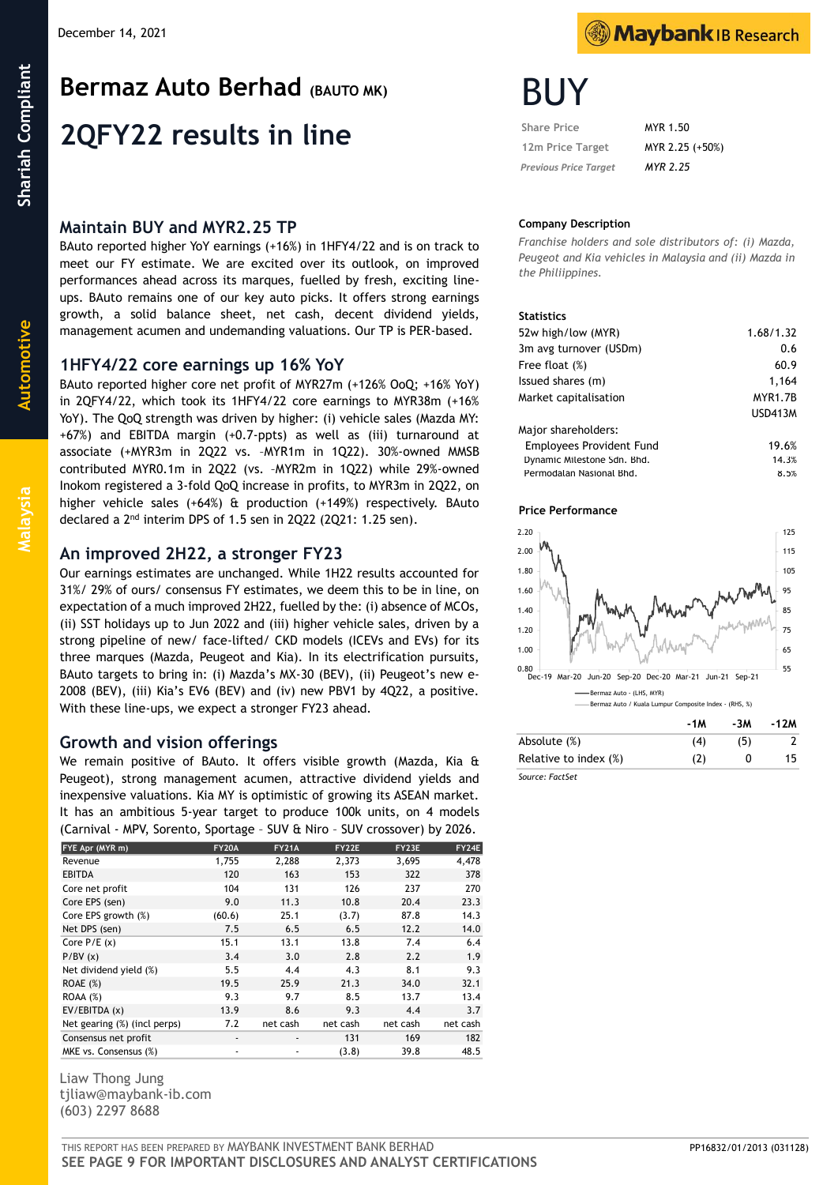December 14, 2021

# Bermaz Auto Berhad (BAUTO MK)

## 2QFY22 results in line

# BUY

| | |
|---|---|
| Share Price | MYR 1.50 |
| 12m Price Target | MYR 2.25 (+50%) |
| *Previous Price Target* | *MYR 2.25* |

### Company Description

*Franchise holders and sole distributors of: (i) Mazda, Peugeot and Kia vehicles in Malaysia and (ii) Mazda in the Philippines.*

### Statistics

| | |
|---|---|
| 52w high/low (MYR) | 1.68/1.32 |
| 3m avg turnover (USDm) | 0.6 |
| Free float (%) | 60.9 |
| Issued shares (m) | 1,164 |
| Market capitalisation | MYR1.7B |
| | USD413M |
| Major shareholders: | |
| Employees Provident Fund | 19.6% |
| Dynamic Milestone Sdn. Bhd. | 14.3% |
| Permodalan Nasional Bhd. | 8.5% |

### Price Performance

| | -1M | -3M | -12M |
|---|---|---|---|
| Absolute (%) | (4) | (5) | 2 |
| Relative to index (%) | (2) | 0 | 15 |

*Source: FactSet*

## Maintain BUY and MYR2.25 TP

BAuto reported higher YoY earnings (+16%) in 1HFY4/22 and is on track to meet our FY estimate. We are excited over its outlook, on improved performances ahead across its marques, fuelled by fresh, exciting line-ups. BAuto remains one of our key auto picks. It offers strong earnings growth, a solid balance sheet, net cash, decent dividend yields, management acumen and undemanding valuations. Our TP is PER-based.

## 1HFY4/22 core earnings up 16% YoY

BAuto reported higher core net profit of MYR27m (+126% OoQ; +16% YoY) in 2QFY4/22, which took its 1HFY4/22 core earnings to MYR38m (+16% YoY). The QoQ strength was driven by higher: (i) vehicle sales (Mazda MY: +67%) and EBITDA margin (+0.7-ppts) as well as (iii) turnaround at associate (+MYR3m in 2Q22 vs. –MYR1m in 1Q22). 30%-owned MMSB contributed MYR0.1m in 2Q22 (vs. –MYR2m in 1Q22) while 29%-owned Inokom registered a 3-fold QoQ increase in profits, to MYR3m in 2Q22, on higher vehicle sales (+64%) & production (+149%) respectively. BAuto declared a 2nd interim DPS of 1.5 sen in 2Q22 (2Q21: 1.25 sen).

## An improved 2H22, a stronger FY23

Our earnings estimates are unchanged. While 1H22 results accounted for 31%/ 29% of ours/ consensus FY estimates, we deem this to be in line, on expectation of a much improved 2H22, fuelled by the: (i) absence of MCOs, (ii) SST holidays up to Jun 2022 and (iii) higher vehicle sales, driven by a strong pipeline of new/ face-lifted/ CKD models (ICEVs and EVs) for its three marques (Mazda, Peugeot and Kia). In its electrification pursuits, BAuto targets to bring in: (i) Mazda's MX-30 (BEV), (ii) Peugeot's new e-2008 (BEV), (iii) Kia's EV6 (BEV) and (iv) new PBV1 by 4Q22, a positive. With these line-ups, we expect a stronger FY23 ahead.

## Growth and vision offerings

We remain positive of BAuto. It offers visible growth (Mazda, Kia & Peugeot), strong management acumen, attractive dividend yields and inexpensive valuations. Kia MY is optimistic of growing its ASEAN market. It has an ambitious 5-year target to produce 100k units, on 4 models (Carnival - MPV, Sorento, Sportage – SUV & Niro – SUV crossover) by 2026.

| FYE Apr (MYR m) | FY20A | FY21A | FY22E | FY23E | FY24E |
|---|---|---|---|---|---|
| Revenue | 1,755 | 2,288 | 2,373 | 3,695 | 4,478 |
| EBITDA | 120 | 163 | 153 | 322 | 378 |
| Core net profit | 104 | 131 | 126 | 237 | 270 |
| Core EPS (sen) | 9.0 | 11.3 | 10.8 | 20.4 | 23.3 |
| Core EPS growth (%) | (60.6) | 25.1 | (3.7) | 87.8 | 14.3 |
| Net DPS (sen) | 7.5 | 6.5 | 6.5 | 12.2 | 14.0 |
| Core P/E (x) | 15.1 | 13.1 | 13.8 | 7.4 | 6.4 |
| P/BV (x) | 3.4 | 3.0 | 2.8 | 2.2 | 1.9 |
| Net dividend yield (%) | 5.5 | 4.4 | 4.3 | 8.1 | 9.3 |
| ROAE (%) | 19.5 | 25.9 | 21.3 | 34.0 | 32.1 |
| ROAA (%) | 9.3 | 9.7 | 8.5 | 13.7 | 13.4 |
| EV/EBITDA (x) | 13.9 | 8.6 | 9.3 | 4.4 | 3.7 |
| Net gearing (%) (incl perps) | 7.2 | net cash | net cash | net cash | net cash |
| Consensus net profit | - | - | 131 | 169 | 182 |
| MKE vs. Consensus (%) | - | - | (3.8) | 39.8 | 48.5 |

Liaw Thong Jung
tjliaw@maybank-ib.com
(603) 2297 8688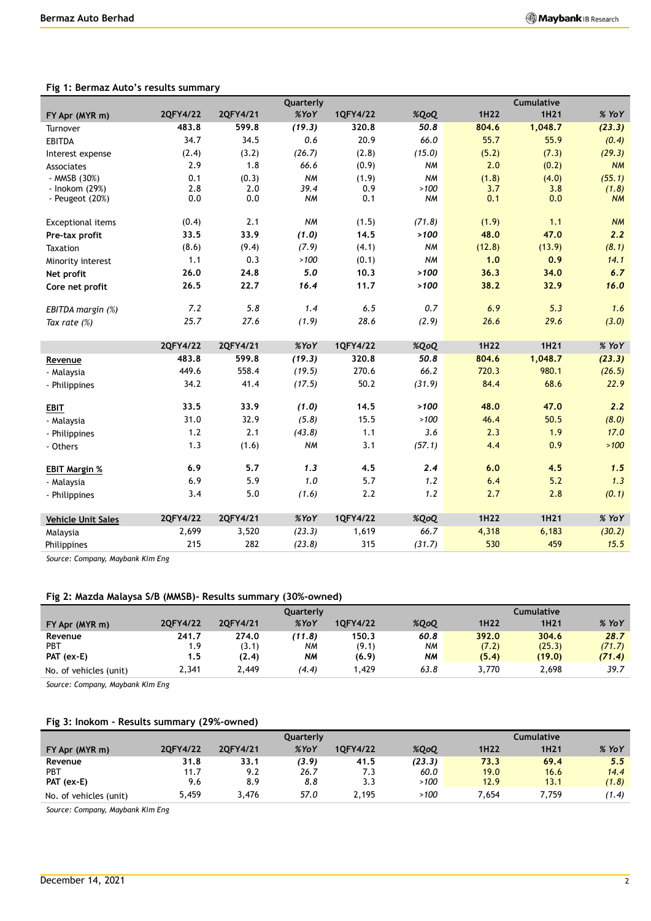### Fig 1: Bermaz Auto's results summary

| | Quarterly | | | | | Cumulative | | |
|---|---|---|---|---|---|---|---|---|
| FY Apr (MYR m) | 2QFY4/22 | 2QFY4/21 | %YoY | 1QFY4/22 | %QoQ | 1H22 | 1H21 | % YoY |
| Turnover | **483.8** | **599.8** | ***(19.3)*** | **320.8** | ***50.8*** | **804.6** | **1,048.7** | ***(23.3)*** |
| EBITDA | 34.7 | 34.5 | *0.6* | 20.9 | *66.0* | 55.7 | 55.9 | *(0.4)* |
| Interest expense | (2.4) | (3.2) | *(26.7)* | (2.8) | *(15.0)* | (5.2) | (7.3) | *(29.3)* |
| Associates | 2.9 | 1.8 | *66.6* | (0.9) | *NM* | 2.0 | (0.2) | *NM* |
| - MMSB (30%) | 0.1 | (0.3) | *NM* | (1.9) | *NM* | (1.8) | (4.0) | *(55.1)* |
| - Inokom (29%) | 2.8 | 2.0 | *39.4* | 0.9 | *>100* | 3.7 | 3.8 | *(1.8)* |
| - Peugeot (20%) | 0.0 | 0.0 | *NM* | 0.1 | *NM* | 0.1 | 0.0 | *NM* |
| | | | | | | | | |
| Exceptional items | (0.4) | 2.1 | *NM* | (1.5) | *(71.8)* | (1.9) | 1.1 | *NM* |
| **Pre-tax profit** | **33.5** | **33.9** | ***(1.0)*** | **14.5** | ***>100*** | **48.0** | **47.0** | ***2.2*** |
| Taxation | (8.6) | (9.4) | *(7.9)* | (4.1) | *NM* | (12.8) | (13.9) | *(8.1)* |
| Minority interest | 1.1 | 0.3 | *>100* | (0.1) | *NM* | **1.0** | **0.9** | ***14.1*** |
| **Net profit** | **26.0** | **24.8** | ***5.0*** | **10.3** | ***>100*** | **36.3** | **34.0** | ***6.7*** |
| **Core net profit** | **26.5** | **22.7** | ***16.4*** | **11.7** | ***>100*** | **38.2** | **32.9** | ***16.0*** |
| | | | | | | | | |
| *EBITDA margin (%)* | *7.2* | *5.8* | *1.4* | *6.5* | *0.7* | *6.9* | *5.3* | *1.6* |
| *Tax rate (%)* | *25.7* | *27.6* | *(1.9)* | *28.6* | *(2.9)* | *26.6* | *29.6* | *(3.0)* |
| | | | | | | | | |
| | **2QFY4/22** | **2QFY4/21** | ***%YoY*** | **1QFY4/22** | ***%QoQ*** | **1H22** | **1H21** | ***% YoY*** |
| **Revenue** | **483.8** | **599.8** | ***(19.3)*** | **320.8** | ***50.8*** | **804.6** | **1,048.7** | ***(23.3)*** |
| - Malaysia | 449.6 | 558.4 | *(19.5)* | 270.6 | *66.2* | 720.3 | 980.1 | *(26.5)* |
| - Philippines | 34.2 | 41.4 | *(17.5)* | 50.2 | *(31.9)* | 84.4 | 68.6 | *22.9* |
| | | | | | | | | |
| **EBIT** | **33.5** | **33.9** | ***(1.0)*** | **14.5** | ***>100*** | **48.0** | **47.0** | ***2.2*** |
| - Malaysia | 31.0 | 32.9 | *(5.8)* | 15.5 | *>100* | 46.4 | 50.5 | *(8.0)* |
| - Philippines | 1.2 | 2.1 | *(43.8)* | 1.1 | *3.6* | 2.3 | 1.9 | *17.0* |
| - Others | 1.3 | (1.6) | *NM* | 3.1 | *(57.1)* | 4.4 | 0.9 | *>100* |
| | | | | | | | | |
| **EBIT Margin %** | **6.9** | **5.7** | ***1.3*** | **4.5** | ***2.4*** | **6.0** | **4.5** | ***1.5*** |
| - Malaysia | 6.9 | 5.9 | *1.0* | 5.7 | *1.2* | 6.4 | 5.2 | *1.3* |
| - Philippines | 3.4 | 5.0 | *(1.6)* | 2.2 | *1.2* | 2.7 | 2.8 | *(0.1)* |
| | | | | | | | | |
| **Vehicle Unit Sales** | **2QFY4/22** | **2QFY4/21** | ***%YoY*** | **1QFY4/22** | ***%QoQ*** | **1H22** | **1H21** | ***% YoY*** |
| Malaysia | 2,699 | 3,520 | *(23.3)* | 1,619 | *66.7* | 4,318 | 6,183 | *(30.2)* |
| Philippines | 215 | 282 | *(23.8)* | 315 | *(31.7)* | 530 | 459 | *15.5* |

*Source: Company, Maybank Kim Eng*

### Fig 2: Mazda Malaysia S/B (MMSB)- Results summary (30%-owned)

| | Quarterly | | | | | Cumulative | | |
|---|---|---|---|---|---|---|---|---|
| FY Apr (MYR m) | 2QFY4/22 | 2QFY4/21 | %YoY | 1QFY4/22 | %QoQ | 1H22 | 1H21 | % YoY |
| **Revenue** | **241.7** | **274.0** | ***(11.8)*** | **150.3** | ***60.8*** | **392.0** | **304.6** | ***28.7*** |
| PBT | 1.9 | (3.1) | *NM* | (9.1) | *NM* | (7.2) | (25.3) | *(71.7)* |
| **PAT (ex-E)** | **1.5** | **(2.4)** | ***NM*** | **(6.9)** | ***NM*** | **(5.4)** | **(19.0)** | ***(71.4)*** |
| No. of vehicles (unit) | 2,341 | 2,449 | *(4.4)* | 1,429 | *63.8* | 3,770 | 2,698 | *39.7* |

*Source: Company, Maybank Kim Eng*

### Fig 3: Inokom - Results summary (29%-owned)

| | Quarterly | | | | | Cumulative | | |
|---|---|---|---|---|---|---|---|---|
| FY Apr (MYR m) | 2QFY4/22 | 2QFY4/21 | %YoY | 1QFY4/22 | %QoQ | 1H22 | 1H21 | % YoY |
| **Revenue** | **31.8** | **33.1** | ***(3.9)*** | **41.5** | ***(23.3)*** | **73.3** | **69.4** | ***5.5*** |
| PBT | 11.7 | 9.2 | *26.7* | 7.3 | *60.0* | 19.0 | 16.6 | *14.4* |
| **PAT (ex-E)** | 9.6 | 8.9 | *8.8* | 3.3 | *>100* | 12.9 | 13.1 | *(1.8)* |
| No. of vehicles (unit) | 5,459 | 3,476 | *57.0* | 2,195 | *>100* | 7,654 | 7,759 | *(1.4)* |

*Source: Company, Maybank Kim Eng*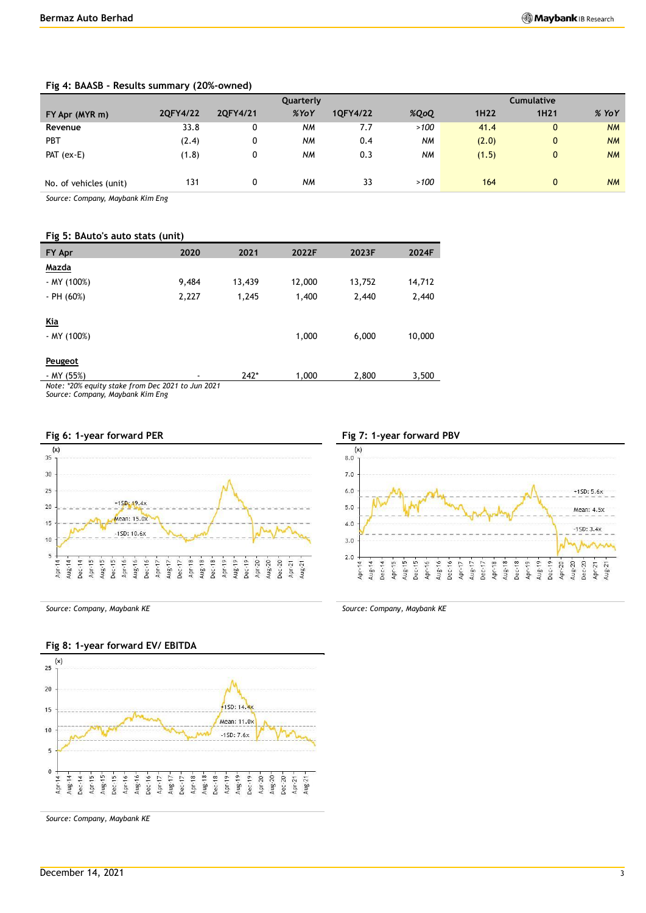## Fig 4: BAASB - Results summary (20%-owned)

| FY Apr (MYR m) | Quarterly | | | | | Cumulative | | |
|---|---|---|---|---|---|---|---|---|
| | 2QFY4/22 | 2QFY4/21 | %YoY | 1QFY4/22 | %QoQ | 1H22 | 1H21 | % YoY |
| Revenue | 33.8 | 0 | NM | 7.7 | >100 | 41.4 | 0 | NM |
| PBT | (2.4) | 0 | NM | 0.4 | NM | (2.0) | 0 | NM |
| PAT (ex-E) | (1.8) | 0 | NM | 0.3 | NM | (1.5) | 0 | NM |
| No. of vehicles (unit) | 131 | 0 | NM | 33 | >100 | 164 | 0 | NM |

*Source: Company, Maybank Kim Eng*

## Fig 5: BAuto's auto stats (unit)

| FY Apr | 2020 | 2021 | 2022F | 2023F | 2024F |
|---|---|---|---|---|---|
| **Mazda** | | | | | |
| - MY (100%) | 9,484 | 13,439 | 12,000 | 13,752 | 14,712 |
| - PH (60%) | 2,227 | 1,245 | 1,400 | 2,440 | 2,440 |
| **Kia** | | | | | |
| - MY (100%) | | | 1,000 | 6,000 | 10,000 |
| **Peugeot** | | | | | |
| - MY (55%) | - | 242* | 1,000 | 2,800 | 3,500 |

*Note: *20% equity stake from Dec 2021 to Jun 2021*

*Source: Company, Maybank Kim Eng*

## Fig 6: 1-year forward PER

*Source: Company, Maybank KE*

## Fig 7: 1-year forward PBV

*Source: Company, Maybank KE*

## Fig 8: 1-year forward EV/ EBITDA

*Source: Company, Maybank KE*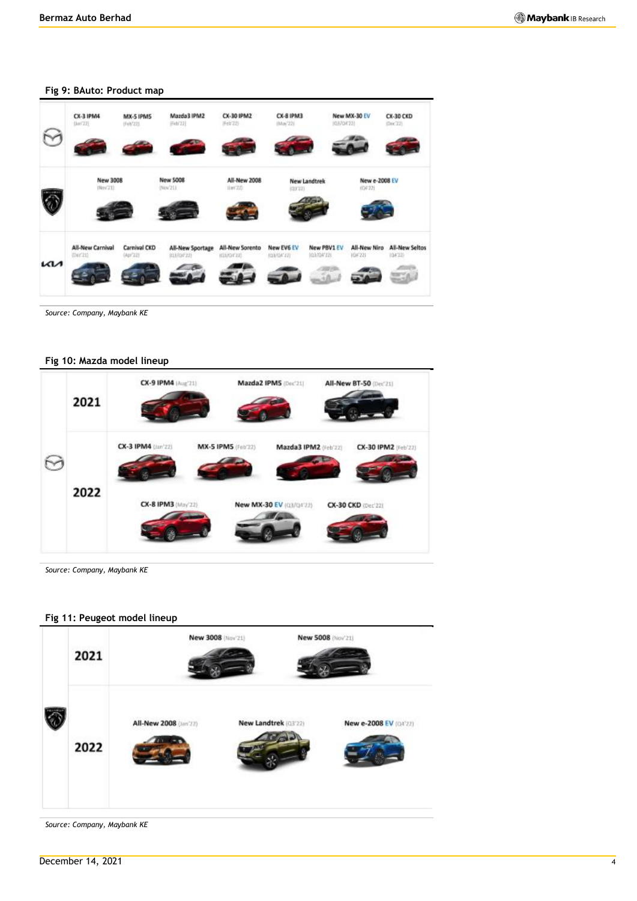**Fig 9: BAuto: Product map**

| | | | | | | | |
|---|---|---|---|---|---|---|---|
| Mazda | CX-3 IPM4 (Jan'22) | MX-5 IPM5 (Feb'22) | Mazda3 IPM2 (Feb'22) | CX-30 IPM2 (Feb'22) | CX-8 IPM3 (May'22) | New MX-30 EV (Q3/Q4'22) | CX-30 CKD (Dec'22) |
| Peugeot | New 3008 (Nov'21) | New 5008 (Nov'21) | All-New 2008 (Jan'22) | New Landtrek (Q3'22) | New e-2008 EV (Q4'22) | | |
| Kia | All-New Carnival (Dec'21) | Carnival CKD (Apr'22) | All-New Sportage (Q3/Q4'22) | All-New Sorento (Q3/Q4'22) | New EV6 EV (Q3/Q4'22) | New PBV1 EV (Q3/Q4'22) | All-New Niro (Q4'22) |
| | All-New Seltos (Q4'22) | | | | | | |

*Source: Company, Maybank KE*

**Fig 10: Mazda model lineup**

| Year | Models |
|---|---|
| 2021 | CX-9 IPM4 (Aug'21), Mazda2 IPM5 (Dec'21), All-New BT-50 (Dec'21) |
| 2022 | CX-3 IPM4 (Jan'22), MX-5 IPM5 (Feb'22), Mazda3 IPM2 (Feb'22), CX-30 IPM2 (Feb'22), CX-8 IPM3 (May'22), New MX-30 EV (Q3/Q4'22), CX-30 CKD (Dec'22) |

*Source: Company, Maybank KE*

**Fig 11: Peugeot model lineup**

| Year | Models |
|---|---|
| 2021 | New 3008 (Nov'21), New 5008 (Nov'21) |
| 2022 | All-New 2008 (Jan'22), New Landtrek (Q3'22), New e-2008 EV (Q4'22) |

*Source: Company, Maybank KE*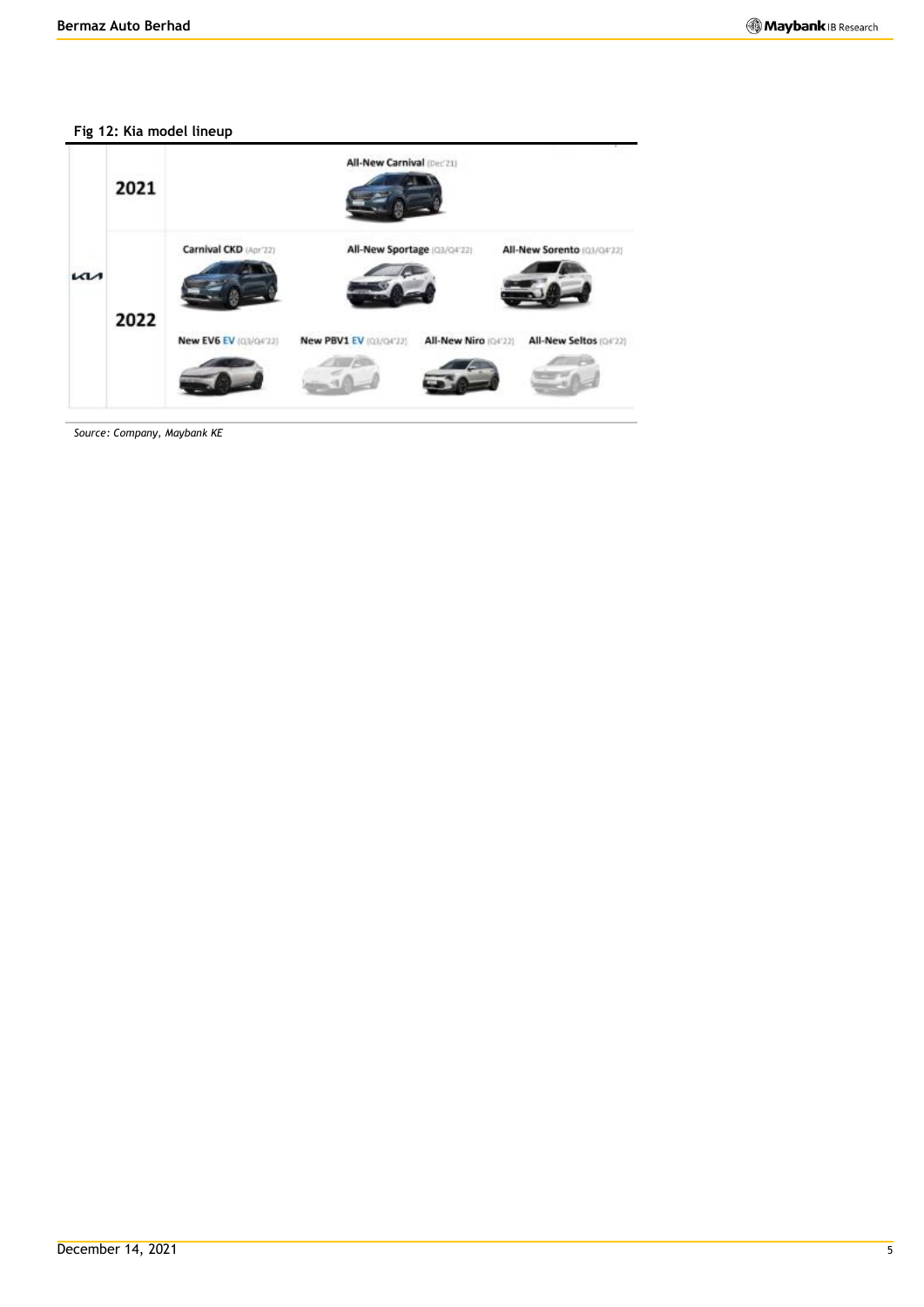**Fig 12: Kia model lineup**

| | Year | | | | |
|---|---|---|---|---|---|
| KIA | 2021 | | All-New Carnival (Dec'21) | | |
| | 2022 | Carnival CKD (Apr'22) | All-New Sportage (Q3/Q4'22) | All-New Sorento (Q3/Q4'22) | |
| | | New EV6 EV (Q3/Q4'22) | New PBV1 EV (Q3/Q4'22) | All-New Niro (Q4'22) | All-New Seltos (Q4'22) |

*Source: Company, Maybank KE*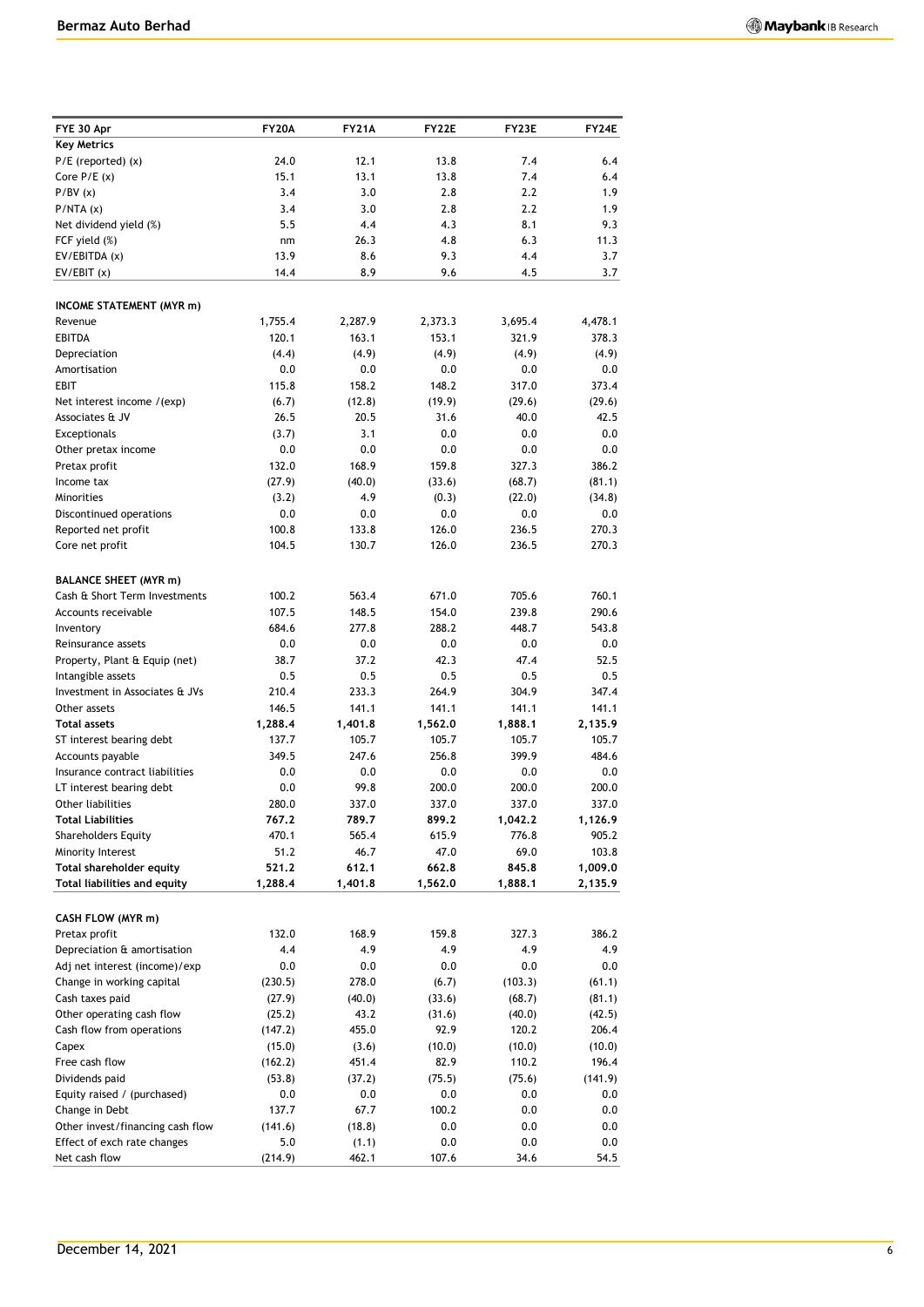| FYE 30 Apr | FY20A | FY21A | FY22E | FY23E | FY24E |
|---|---|---|---|---|---|
| **Key Metrics** | | | | | |
| P/E (reported) (x) | 24.0 | 12.1 | 13.8 | 7.4 | 6.4 |
| Core P/E (x) | 15.1 | 13.1 | 13.8 | 7.4 | 6.4 |
| P/BV (x) | 3.4 | 3.0 | 2.8 | 2.2 | 1.9 |
| P/NTA (x) | 3.4 | 3.0 | 2.8 | 2.2 | 1.9 |
| Net dividend yield (%) | 5.5 | 4.4 | 4.3 | 8.1 | 9.3 |
| FCF yield (%) | nm | 26.3 | 4.8 | 6.3 | 11.3 |
| EV/EBITDA (x) | 13.9 | 8.6 | 9.3 | 4.4 | 3.7 |
| EV/EBIT (x) | 14.4 | 8.9 | 9.6 | 4.5 | 3.7 |
| | | | | | |
| **INCOME STATEMENT (MYR m)** | | | | | |
| Revenue | 1,755.4 | 2,287.9 | 2,373.3 | 3,695.4 | 4,478.1 |
| EBITDA | 120.1 | 163.1 | 153.1 | 321.9 | 378.3 |
| Depreciation | (4.4) | (4.9) | (4.9) | (4.9) | (4.9) |
| Amortisation | 0.0 | 0.0 | 0.0 | 0.0 | 0.0 |
| EBIT | 115.8 | 158.2 | 148.2 | 317.0 | 373.4 |
| Net interest income /(exp) | (6.7) | (12.8) | (19.9) | (29.6) | (29.6) |
| Associates & JV | 26.5 | 20.5 | 31.6 | 40.0 | 42.5 |
| Exceptionals | (3.7) | 3.1 | 0.0 | 0.0 | 0.0 |
| Other pretax income | 0.0 | 0.0 | 0.0 | 0.0 | 0.0 |
| Pretax profit | 132.0 | 168.9 | 159.8 | 327.3 | 386.2 |
| Income tax | (27.9) | (40.0) | (33.6) | (68.7) | (81.1) |
| Minorities | (3.2) | 4.9 | (0.3) | (22.0) | (34.8) |
| Discontinued operations | 0.0 | 0.0 | 0.0 | 0.0 | 0.0 |
| Reported net profit | 100.8 | 133.8 | 126.0 | 236.5 | 270.3 |
| Core net profit | 104.5 | 130.7 | 126.0 | 236.5 | 270.3 |
| | | | | | |
| **BALANCE SHEET (MYR m)** | | | | | |
| Cash & Short Term Investments | 100.2 | 563.4 | 671.0 | 705.6 | 760.1 |
| Accounts receivable | 107.5 | 148.5 | 154.0 | 239.8 | 290.6 |
| Inventory | 684.6 | 277.8 | 288.2 | 448.7 | 543.8 |
| Reinsurance assets | 0.0 | 0.0 | 0.0 | 0.0 | 0.0 |
| Property, Plant & Equip (net) | 38.7 | 37.2 | 42.3 | 47.4 | 52.5 |
| Intangible assets | 0.5 | 0.5 | 0.5 | 0.5 | 0.5 |
| Investment in Associates & JVs | 210.4 | 233.3 | 264.9 | 304.9 | 347.4 |
| Other assets | 146.5 | 141.1 | 141.1 | 141.1 | 141.1 |
| **Total assets** | **1,288.4** | **1,401.8** | **1,562.0** | **1,888.1** | **2,135.9** |
| ST interest bearing debt | 137.7 | 105.7 | 105.7 | 105.7 | 105.7 |
| Accounts payable | 349.5 | 247.6 | 256.8 | 399.9 | 484.6 |
| Insurance contract liabilities | 0.0 | 0.0 | 0.0 | 0.0 | 0.0 |
| LT interest bearing debt | 0.0 | 99.8 | 200.0 | 200.0 | 200.0 |
| Other liabilities | 280.0 | 337.0 | 337.0 | 337.0 | 337.0 |
| **Total Liabilities** | **767.2** | **789.7** | **899.2** | **1,042.2** | **1,126.9** |
| Shareholders Equity | 470.1 | 565.4 | 615.9 | 776.8 | 905.2 |
| Minority Interest | 51.2 | 46.7 | 47.0 | 69.0 | 103.8 |
| **Total shareholder equity** | **521.2** | **612.1** | **662.8** | **845.8** | **1,009.0** |
| **Total liabilities and equity** | **1,288.4** | **1,401.8** | **1,562.0** | **1,888.1** | **2,135.9** |
| | | | | | |
| **CASH FLOW (MYR m)** | | | | | |
| Pretax profit | 132.0 | 168.9 | 159.8 | 327.3 | 386.2 |
| Depreciation & amortisation | 4.4 | 4.9 | 4.9 | 4.9 | 4.9 |
| Adj net interest (income)/exp | 0.0 | 0.0 | 0.0 | 0.0 | 0.0 |
| Change in working capital | (230.5) | 278.0 | (6.7) | (103.3) | (61.1) |
| Cash taxes paid | (27.9) | (40.0) | (33.6) | (68.7) | (81.1) |
| Other operating cash flow | (25.2) | 43.2 | (31.6) | (40.0) | (42.5) |
| Cash flow from operations | (147.2) | 455.0 | 92.9 | 120.2 | 206.4 |
| Capex | (15.0) | (3.6) | (10.0) | (10.0) | (10.0) |
| Free cash flow | (162.2) | 451.4 | 82.9 | 110.2 | 196.4 |
| Dividends paid | (53.8) | (37.2) | (75.5) | (75.6) | (141.9) |
| Equity raised / (purchased) | 0.0 | 0.0 | 0.0 | 0.0 | 0.0 |
| Change in Debt | 137.7 | 67.7 | 100.2 | 0.0 | 0.0 |
| Other invest/financing cash flow | (141.6) | (18.8) | 0.0 | 0.0 | 0.0 |
| Effect of exch rate changes | 5.0 | (1.1) | 0.0 | 0.0 | 0.0 |
| Net cash flow | (214.9) | 462.1 | 107.6 | 34.6 | 54.5 |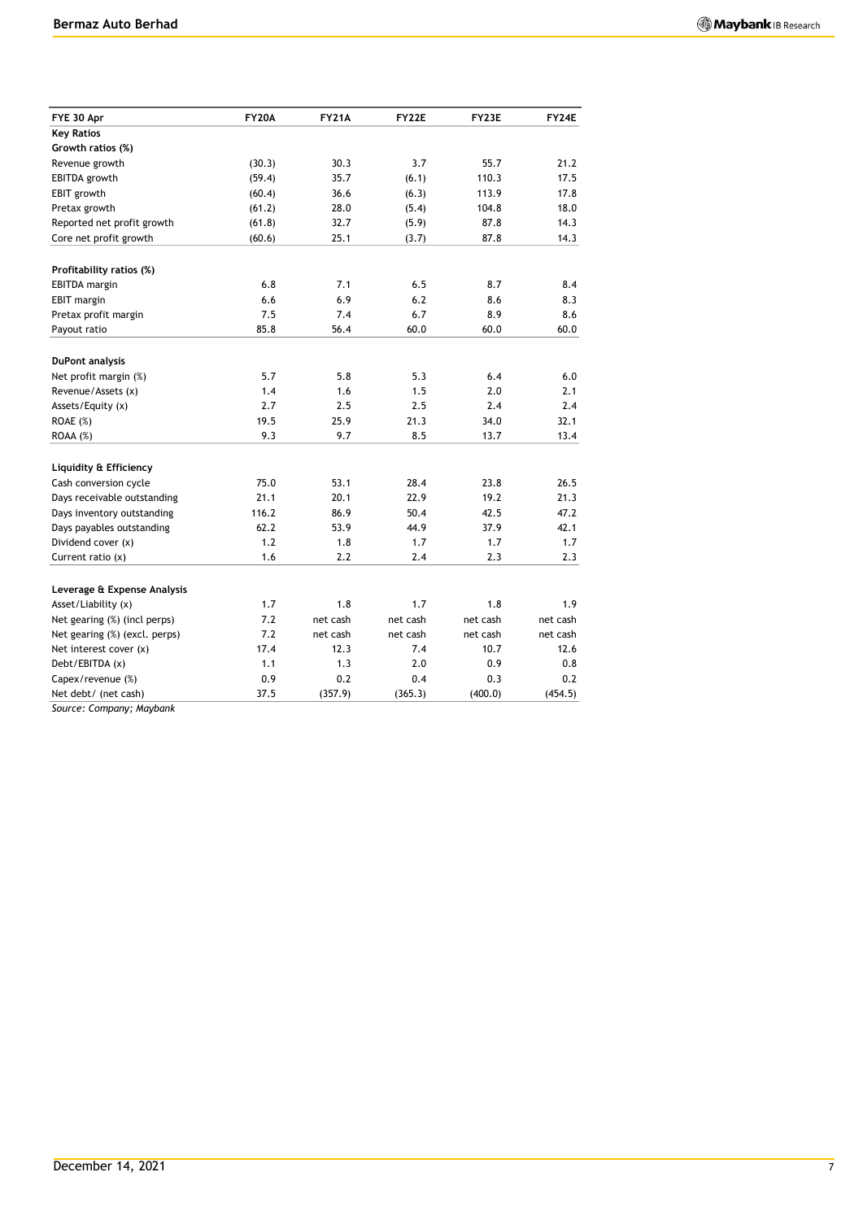| FYE 30 Apr | FY20A | FY21A | FY22E | FY23E | FY24E |
|---|---|---|---|---|---|
| **Key Ratios** | | | | | |
| **Growth ratios (%)** | | | | | |
| Revenue growth | (30.3) | 30.3 | 3.7 | 55.7 | 21.2 |
| EBITDA growth | (59.4) | 35.7 | (6.1) | 110.3 | 17.5 |
| EBIT growth | (60.4) | 36.6 | (6.3) | 113.9 | 17.8 |
| Pretax growth | (61.2) | 28.0 | (5.4) | 104.8 | 18.0 |
| Reported net profit growth | (61.8) | 32.7 | (5.9) | 87.8 | 14.3 |
| Core net profit growth | (60.6) | 25.1 | (3.7) | 87.8 | 14.3 |
| | | | | | |
| **Profitability ratios (%)** | | | | | |
| EBITDA margin | 6.8 | 7.1 | 6.5 | 8.7 | 8.4 |
| EBIT margin | 6.6 | 6.9 | 6.2 | 8.6 | 8.3 |
| Pretax profit margin | 7.5 | 7.4 | 6.7 | 8.9 | 8.6 |
| Payout ratio | 85.8 | 56.4 | 60.0 | 60.0 | 60.0 |
| | | | | | |
| **DuPont analysis** | | | | | |
| Net profit margin (%) | 5.7 | 5.8 | 5.3 | 6.4 | 6.0 |
| Revenue/Assets (x) | 1.4 | 1.6 | 1.5 | 2.0 | 2.1 |
| Assets/Equity (x) | 2.7 | 2.5 | 2.5 | 2.4 | 2.4 |
| ROAE (%) | 19.5 | 25.9 | 21.3 | 34.0 | 32.1 |
| ROAA (%) | 9.3 | 9.7 | 8.5 | 13.7 | 13.4 |
| | | | | | |
| **Liquidity & Efficiency** | | | | | |
| Cash conversion cycle | 75.0 | 53.1 | 28.4 | 23.8 | 26.5 |
| Days receivable outstanding | 21.1 | 20.1 | 22.9 | 19.2 | 21.3 |
| Days inventory outstanding | 116.2 | 86.9 | 50.4 | 42.5 | 47.2 |
| Days payables outstanding | 62.2 | 53.9 | 44.9 | 37.9 | 42.1 |
| Dividend cover (x) | 1.2 | 1.8 | 1.7 | 1.7 | 1.7 |
| Current ratio (x) | 1.6 | 2.2 | 2.4 | 2.3 | 2.3 |
| | | | | | |
| **Leverage & Expense Analysis** | | | | | |
| Asset/Liability (x) | 1.7 | 1.8 | 1.7 | 1.8 | 1.9 |
| Net gearing (%) (incl perps) | 7.2 | net cash | net cash | net cash | net cash |
| Net gearing (%) (excl. perps) | 7.2 | net cash | net cash | net cash | net cash |
| Net interest cover (x) | 17.4 | 12.3 | 7.4 | 10.7 | 12.6 |
| Debt/EBITDA (x) | 1.1 | 1.3 | 2.0 | 0.9 | 0.8 |
| Capex/revenue (%) | 0.9 | 0.2 | 0.4 | 0.3 | 0.2 |
| Net debt/ (net cash) | 37.5 | (357.9) | (365.3) | (400.0) | (454.5) |

*Source: Company; Maybank*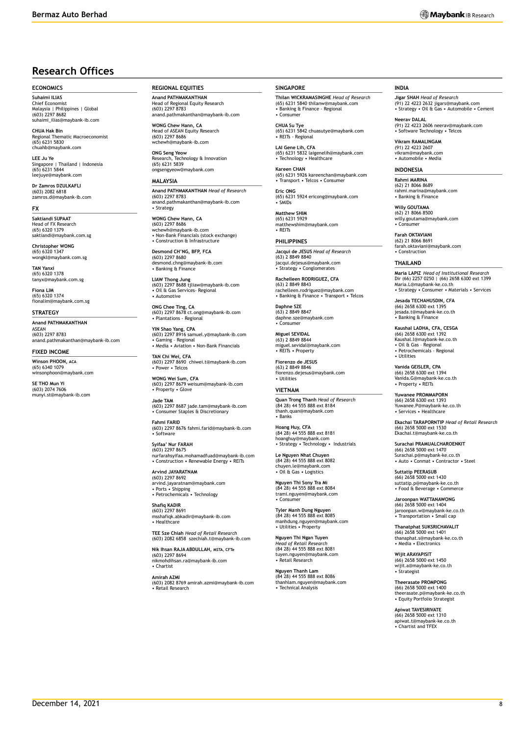# Research Offices

## ECONOMICS

**Suhaimi ILIAS**
Chief Economist
Malaysia | Philippines | Global
(603) 2297 8682
suhaimi_ilias@maybank-ib.com

**CHUA Hak Bin**
Regional Thematic Macroeconomist
(65) 6231 5830
chuahb@maybank.com

**LEE Ju Ye**
Singapore | Thailand | Indonesia
(65) 6231 5844
leejuye@maybank.com

**Dr Zamros DZULKAFLI**
(603) 2082 6818
zamros.d@maybank-ib.com

## FX

**Saktiandi SUPAAT**
Head of FX Research
(65) 6320 1379
saktiandi@maybank.com.sg

**Christopher WONG**
(65) 6320 1347
wongkl@maybank.com.sg

**TAN Yanxi**
(65) 6320 1378
tanyx@maybank.com.sg

**Fiona LIM**
(65) 6320 1374
fionalim@maybank.com.sg

## STRATEGY

**Anand PATHMAKANTHAN**
ASEAN
(603) 2297 8783
anand.pathmakanthan@maybank-ib.com

## FIXED INCOME

**Winson PHOON, ACA**
(65) 6340 1079
winsonphoon@maybank.com

**SE THO Mun Yi**
(603) 2074 7606
munyi.st@maybank-ib.com

## REGIONAL EQUITIES

**Anand PATHMAKANTHAN**
Head of Regional Equity Research
(603) 2297 8783
anand.pathmakanthan@maybank-ib.com

**WONG Chew Hann, CA**
Head of ASEAN Equity Research
(603) 2297 8686
wchewh@maybank-ib.com

**ONG Seng Yeow**
Research, Technology & Innovation
(65) 6231 5839
ongsengyeow@maybank.com

## MALAYSIA

**Anand PATHMAKANTHAN** *Head of Research*
(603) 2297 8783
anand.pathmakanthan@maybank-ib.com
• Strategy

**WONG Chew Hann, CA**
(603) 2297 8686
wchewh@maybank-ib.com
• Non-Bank Financials (stock exchange)
• Construction & Infrastructure

**Desmond CH'NG, BFP, FCA**
(603) 2297 8680
desmond.chng@maybank-ib.com
• Banking & Finance

**LIAW Thong Jung**
(603) 2297 8688 tjliaw@maybank-ib.com
• Oil & Gas Services- Regional
• Automotive

**ONG Chee Ting, CA**
(603) 2297 8678 ct.ong@maybank-ib.com
• Plantations - Regional

**YIN Shao Yang, CPA**
(603) 2297 8916 samuel.y@maybank-ib.com
• Gaming – Regional
• Media • Aviation • Non-Bank Financials

**TAN Chi Wei, CFA**
(603) 2297 8690 chiwei.t@maybank-ib.com
• Power • Telcos

**WONG Wei Sum, CFA**
(603) 2297 8679 weisum@maybank-ib.com
• Property • Glove

**Jade TAM**
(603) 2297 8687 jade.tam@maybank-ib.com
• Consumer Staples & Discretionary

**Fahmi FARID**
(603) 2297 8676 fahmi.farid@maybank-ib.com
• Software

**Syifaa' Nur FARAH**
(603) 2297 8675
nurfarahsyifaa.mohamadfuad@maybank-ib.com
• Construction • Renewable Energy • REITs

**Arvind JAYARATNAM**
(603) 2297 8692
arvind.jayaratnam@maybank.com
• Ports • Shipping
• Petrochemicals • Technology

**Shafiq KADIR**
(603) 2297 8691
msshafiqk.abkadir@maybank-ib.com
• Healthcare

**TEE Sze Chiah** *Head of Retail Research*
(603) 2082 6858 szechiah.t@maybank-ib.com

**Nik Ihsan RAJA ABDULLAH, MSTA, CFTe**
(603) 2297 8694
nikmohdihsan.ra@maybank-ib.com
• Chartist

**Amirah AZMI**
(603) 2082 8769 amirah.azmi@maybank-ib.com
• Retail Research

## SINGAPORE

**Thilan WICKRAMASINGHE** *Head of Research*
(65) 6231 5840 thilanw@maybank.com
• Banking & Finance - Regional
• Consumer

**CHUA Su Tye**
(65) 6231 5842 chuasutye@maybank.com
• REITs - Regional

**LAI Gene Lih, CFA**
(65) 6231 5832 laigenelih@maybank.com
• Technology • Healthcare

**Kareen CHAN**
(65) 6231 5926 kareenchan@maybank.com
• Transport • Telcos • Consumer

**Eric ONG**
(65) 6231 5924 ericong@maybank.com
• SMIDs

**Matthew SHIM**
(65) 6231 5929
matthewshim@maybank.com
• REITs

## PHILIPPINES

**Jacqui de JESUS** *Head of Research*
(63) 2 8849 8840
jacqui.dejesus@maybank.com
• Strategy • Conglomerates

**Rachelleen RODRIGUEZ, CFA**
(63) 2 8849 8843
rachelleen.rodriguez@maybank.com
• Banking & Finance • Transport • Telcos

**Daphne SZE**
(63) 2 8849 8847
daphne.sze@maybank.com
• Consumer

**Miguel SEVIDAL**
(63) 2 8849 8844
miguel.sevidal@maybank.com
• REITs • Property

**Fiorenzo de JESUS**
(63) 2 8849 8846
fiorenzo.dejesus@maybank.com
• Utilities

## VIETNAM

**Quan Trong Thanh** *Head of Research*
(84 28) 44 555 888 ext 8184
thanh.quan@maybank.com
• Banks

**Hoang Huy, CFA**
(84 28) 44 555 888 ext 8181
hoanghuy@maybank.com
• Strategy • Technology • Industrials

**Le Nguyen Nhat Chuyen**
(84 28) 44 555 888 ext 8082
chuyen.le@maybank.com
• Oil & Gas • Logistics

**Nguyen Thi Sony Tra Mi**
(84 28) 44 555 888 ext 8084
trami.nguyen@maybank.com
• Consumer

**Tyler Manh Dung Nguyen**
(84 28) 44 555 888 ext 8085
manhdung.nguyen@maybank.com
• Utilities • Property

**Nguyen Thi Ngan Tuyen**
*Head of Retail Research*
(84 28) 44 555 888 ext 8081
tuyen.nguyen@maybank.com
• Retail Research

**Nguyen Thanh Lam**
(84 28) 44 555 888 ext 8086
thanhlam.nguyen@maybank.com
• Technical Analysis

## INDIA

**Jigar SHAH** *Head of Research*
(91) 22 4223 2632 jigars@maybank.com
• Strategy • Oil & Gas • Automobile • Cement

**Neerav DALAL**
(91) 22 4223 2606 neerav@maybank.com
• Software Technology • Telcos

**Vikram RAMALINGAM**
(91) 22 4223 2607
vikram@maybank.com
• Automobile • Media

## INDONESIA

**Rahmi MARINA**
(62) 21 8066 8689
rahmi.marina@maybank.com
• Banking & Finance

**Willy GOUTAMA**
(62) 21 8066 8500
willy.goutama@maybank.com
• Consumer

**Farah OKTAVIANI**
(62) 21 8066 8691
farah.oktaviani@maybank.com
• Construction

## THAILAND

**Maria LAPIZ** *Head of Institutional Research*
Dir (66) 2257 0250 | (66) 2658 6300 ext 1399
Maria.L@maybank-ke.co.th
• Strategy • Consumer • Materials • Services

**Jesada TECHAHUSDIN, CFA**
(66) 2658 6300 ext 1395
jesada.t@maybank-ke.co.th
• Banking & Finance

**Kaushal LADHA, CFA, CESGA**
(66) 2658 6300 ext 1392
Kaushal.l@maybank-ke.co.th
• Oil & Gas – Regional
• Petrochemicals - Regional
• Utilities

**Vanida GEISLER, CPA**
(66) 2658 6300 ext 1394
Vanida.G@maybank-ke.co.th
• Property • REITs

**Yuwanee PROMMAPORN**
(66) 2658 6300 ext 1393
Yuwanee.P@maybank-ke.co.th
• Services • Healthcare

**Ekachai TARAPORNTIP** *Head of Retail Research*
(66) 2658 5000 ext 1530
Ekachai.t@maybank-ke.co.th

**Surachai PRAMUALCHAROENKIT**
(66) 2658 5000 ext 1470
Surachai.p@maybank-ke.co.th
• Auto • Conmat • Contractor • Steel

**Suttatip PEERASUB**
(66) 2658 5000 ext 1430
suttatip.p@maybank-ke.co.th
• Food & Beverage • Commerce

**Jaroonpan WATTANAWONG**
(66) 2658 5000 ext 1404
jaroonpan.w@maybank-ke.co.th
• Transportation • Small cap

**Thanatphat SUKSRICHAVALIT**
(66) 2658 5000 ext 1401
thanaphat.s@maybank-ke.co.th
• Media • Electronics

**Wijit ARAYAPISIT**
(66) 2658 5000 ext 1450
wijit.a@maybank-ke.co.th
• Strategist

**Theerasate PROMPONG**
(66) 2658 5000 ext 1400
theerasate.p@maybank-ke.co.th
• Equity Portfolio Strategist

**Apiwat TAVESIRIVATE**
(66) 2658 5000 ext 1310
apiwat.t@maybank-ke.co.th
• Chartist and TFEX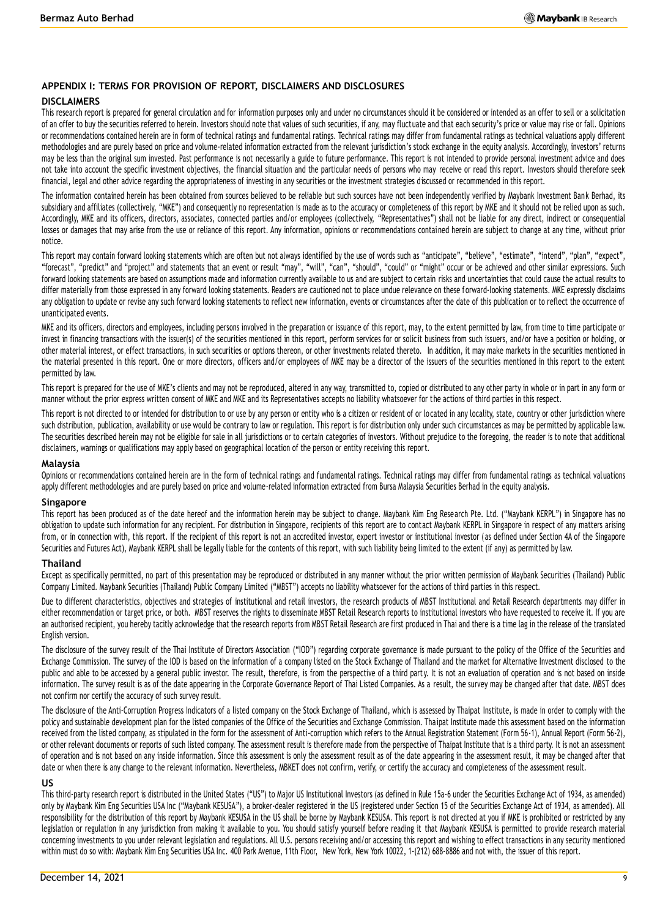## APPENDIX I: TERMS FOR PROVISION OF REPORT, DISCLAIMERS AND DISCLOSURES

### DISCLAIMERS

This research report is prepared for general circulation and for information purposes only and under no circumstances should it be considered or intended as an offer to sell or a solicitation of an offer to buy the securities referred to herein. Investors should note that values of such securities, if any, may fluctuate and that each security's price or value may rise or fall. Opinions or recommendations contained herein are in form of technical ratings and fundamental ratings. Technical ratings may differ from fundamental ratings as technical valuations apply different methodologies and are purely based on price and volume-related information extracted from the relevant jurisdiction's stock exchange in the equity analysis. Accordingly, investors' returns may be less than the original sum invested. Past performance is not necessarily a guide to future performance. This report is not intended to provide personal investment advice and does not take into account the specific investment objectives, the financial situation and the particular needs of persons who may receive or read this report. Investors should therefore seek financial, legal and other advice regarding the appropriateness of investing in any securities or the investment strategies discussed or recommended in this report.

The information contained herein has been obtained from sources believed to be reliable but such sources have not been independently verified by Maybank Investment Bank Berhad, its subsidiary and affiliates (collectively, "MKE") and consequently no representation is made as to the accuracy or completeness of this report by MKE and it should not be relied upon as such. Accordingly, MKE and its officers, directors, associates, connected parties and/or employees (collectively, "Representatives") shall not be liable for any direct, indirect or consequential losses or damages that may arise from the use or reliance of this report. Any information, opinions or recommendations contained herein are subject to change at any time, without prior notice.

This report may contain forward looking statements which are often but not always identified by the use of words such as "anticipate", "believe", "estimate", "intend", "plan", "expect", "forecast", "predict" and "project" and statements that an event or result "may", "will", "can", "should", "could" or "might" occur or be achieved and other similar expressions. Such forward looking statements are based on assumptions made and information currently available to us and are subject to certain risks and uncertainties that could cause the actual results to differ materially from those expressed in any forward looking statements. Readers are cautioned not to place undue relevance on these forward-looking statements. MKE expressly disclaims any obligation to update or revise any such forward looking statements to reflect new information, events or circumstances after the date of this publication or to reflect the occurrence of unanticipated events.

MKE and its officers, directors and employees, including persons involved in the preparation or issuance of this report, may, to the extent permitted by law, from time to time participate or invest in financing transactions with the issuer(s) of the securities mentioned in this report, perform services for or solicit business from such issuers, and/or have a position or holding, or other material interest, or effect transactions, in such securities or options thereon, or other investments related thereto. In addition, it may make markets in the securities mentioned in the material presented in this report. One or more directors, officers and/or employees of MKE may be a director of the issuers of the securities mentioned in this report to the extent permitted by law.

This report is prepared for the use of MKE's clients and may not be reproduced, altered in any way, transmitted to, copied or distributed to any other party in whole or in part in any form or manner without the prior express written consent of MKE and MKE and its Representatives accepts no liability whatsoever for the actions of third parties in this respect.

This report is not directed to or intended for distribution to or use by any person or entity who is a citizen or resident of or located in any locality, state, country or other jurisdiction where such distribution, publication, availability or use would be contrary to law or regulation. This report is for distribution only under such circumstances as may be permitted by applicable law. The securities described herein may not be eligible for sale in all jurisdictions or to certain categories of investors. Without prejudice to the foregoing, the reader is to note that additional disclaimers, warnings or qualifications may apply based on geographical location of the person or entity receiving this report.

### Malaysia

Opinions or recommendations contained herein are in the form of technical ratings and fundamental ratings. Technical ratings may differ from fundamental ratings as technical valuations apply different methodologies and are purely based on price and volume-related information extracted from Bursa Malaysia Securities Berhad in the equity analysis.

### Singapore

This report has been produced as of the date hereof and the information herein may be subject to change. Maybank Kim Eng Research Pte. Ltd. ("Maybank KERPL") in Singapore has no obligation to update such information for any recipient. For distribution in Singapore, recipients of this report are to contact Maybank KERPL in Singapore in respect of any matters arising from, or in connection with, this report. If the recipient of this report is not an accredited investor, expert investor or institutional investor (as defined under Section 4A of the Singapore Securities and Futures Act), Maybank KERPL shall be legally liable for the contents of this report, with such liability being limited to the extent (if any) as permitted by law.

### Thailand

Except as specifically permitted, no part of this presentation may be reproduced or distributed in any manner without the prior written permission of Maybank Securities (Thailand) Public Company Limited. Maybank Securities (Thailand) Public Company Limited ("MBST") accepts no liability whatsoever for the actions of third parties in this respect.

Due to different characteristics, objectives and strategies of institutional and retail investors, the research products of MBST Institutional and Retail Research departments may differ in either recommendation or target price, or both. MBST reserves the rights to disseminate MBST Retail Research reports to institutional investors who have requested to receive it. If you are an authorised recipient, you hereby tacitly acknowledge that the research reports from MBST Retail Research are first produced in Thai and there is a time lag in the release of the translated English version.

The disclosure of the survey result of the Thai Institute of Directors Association ("IOD") regarding corporate governance is made pursuant to the policy of the Office of the Securities and Exchange Commission. The survey of the IOD is based on the information of a company listed on the Stock Exchange of Thailand and the market for Alternative Investment disclosed to the public and able to be accessed by a general public investor. The result, therefore, is from the perspective of a third party. It is not an evaluation of operation and is not based on inside information. The survey result is as of the date appearing in the Corporate Governance Report of Thai Listed Companies. As a result, the survey may be changed after that date. MBST does not confirm nor certify the accuracy of such survey result.

The disclosure of the Anti-Corruption Progress Indicators of a listed company on the Stock Exchange of Thailand, which is assessed by Thaipat Institute, is made in order to comply with the policy and sustainable development plan for the listed companies of the Office of the Securities and Exchange Commission. Thaipat Institute made this assessment based on the information received from the listed company, as stipulated in the form for the assessment of Anti-corruption which refers to the Annual Registration Statement (Form 56-1), Annual Report (Form 56-2), or other relevant documents or reports of such listed company. The assessment result is therefore made from the perspective of Thaipat Institute that is a third party. It is not an assessment of operation and is not based on any inside information. Since this assessment is only the assessment result as of the date appearing in the assessment result, it may be changed after that date or when there is any change to the relevant information. Nevertheless, MBKET does not confirm, verify, or certify the accuracy and completeness of the assessment result.

### US

This third-party research report is distributed in the United States ("US") to Major US Institutional Investors (as defined in Rule 15a-6 under the Securities Exchange Act of 1934, as amended) only by Maybank Kim Eng Securities USA Inc ("Maybank KESUSA"), a broker-dealer registered in the US (registered under Section 15 of the Securities Exchange Act of 1934, as amended). All responsibility for the distribution of this report by Maybank KESUSA in the US shall be borne by Maybank KESUSA. This report is not directed at you if MKE is prohibited or restricted by any legislation or regulation in any jurisdiction from making it available to you. You should satisfy yourself before reading it that Maybank KESUSA is permitted to provide research material concerning investments to you under relevant legislation and regulations. All U.S. persons receiving and/or accessing this report and wishing to effect transactions in any security mentioned within must do so with: Maybank Kim Eng Securities USA Inc. 400 Park Avenue, 11th Floor, New York, New York 10022, 1-(212) 688-8886 and not with, the issuer of this report.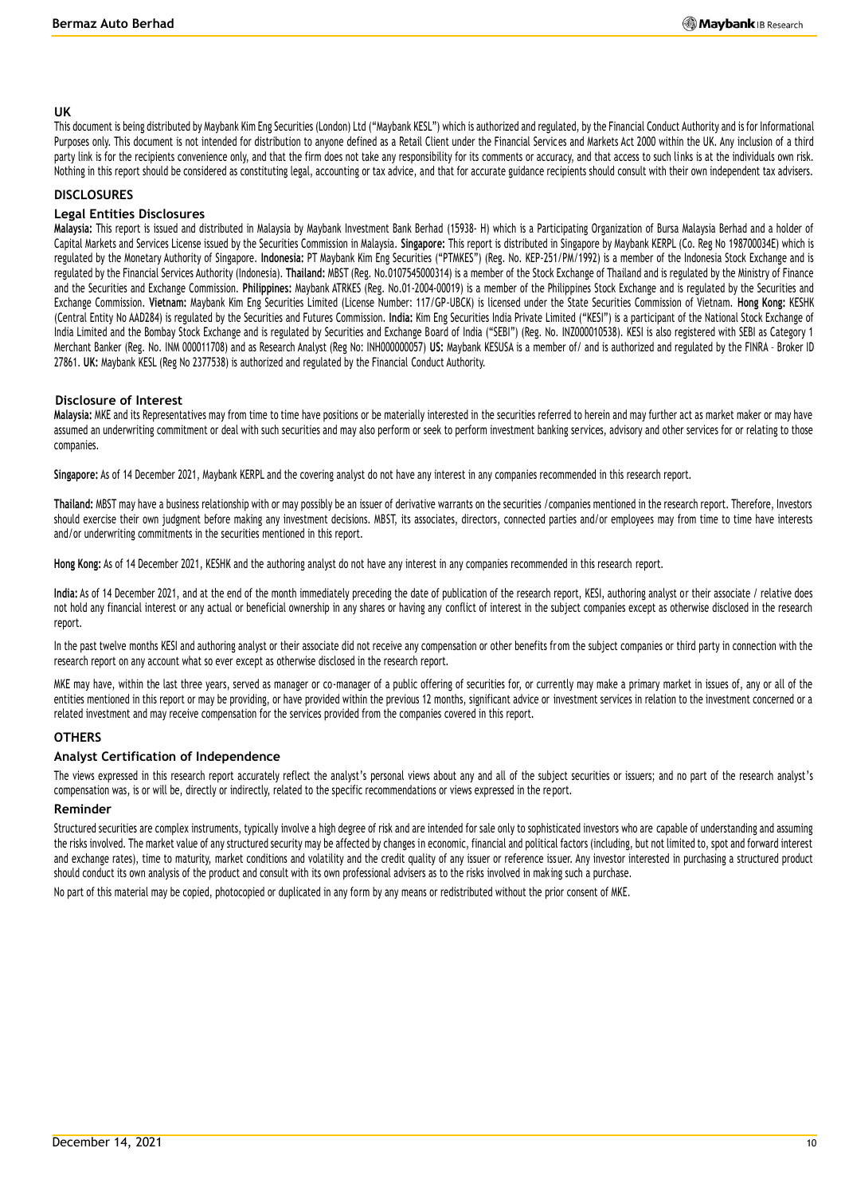## UK

This document is being distributed by Maybank Kim Eng Securities (London) Ltd ("Maybank KESL") which is authorized and regulated, by the Financial Conduct Authority and is for Informational Purposes only. This document is not intended for distribution to anyone defined as a Retail Client under the Financial Services and Markets Act 2000 within the UK. Any inclusion of a third party link is for the recipients convenience only, and that the firm does not take any responsibility for its comments or accuracy, and that access to such links is at the individuals own risk. Nothing in this report should be considered as constituting legal, accounting or tax advice, and that for accurate guidance recipients should consult with their own independent tax advisers.

## DISCLOSURES

### Legal Entities Disclosures

**Malaysia:** This report is issued and distributed in Malaysia by Maybank Investment Bank Berhad (15938- H) which is a Participating Organization of Bursa Malaysia Berhad and a holder of Capital Markets and Services License issued by the Securities Commission in Malaysia. **Singapore:** This report is distributed in Singapore by Maybank KERPL (Co. Reg No 198700034E) which is regulated by the Monetary Authority of Singapore. **Indonesia:** PT Maybank Kim Eng Securities ("PTMKES") (Reg. No. KEP-251/PM/1992) is a member of the Indonesia Stock Exchange and is regulated by the Financial Services Authority (Indonesia). **Thailand:** MBST (Reg. No.0107545000314) is a member of the Stock Exchange of Thailand and is regulated by the Ministry of Finance and the Securities and Exchange Commission. **Philippines:** Maybank ATRKES (Reg. No.01-2004-00019) is a member of the Philippines Stock Exchange and is regulated by the Securities and Exchange Commission. **Vietnam:** Maybank Kim Eng Securities Limited (License Number: 117/GP-UBCK) is licensed under the State Securities Commission of Vietnam. **Hong Kong:** KESHK (Central Entity No AAD284) is regulated by the Securities and Futures Commission. **India:** Kim Eng Securities India Private Limited ("KESI") is a participant of the National Stock Exchange of India Limited and the Bombay Stock Exchange and is regulated by Securities and Exchange Board of India ("SEBI") (Reg. No. INZ000010538). KESI is also registered with SEBI as Category 1 Merchant Banker (Reg. No. INM 000011708) and as Research Analyst (Reg No: INH000000057) **US:** Maybank KESUSA is a member of/ and is authorized and regulated by the FINRA – Broker ID 27861. **UK:** Maybank KESL (Reg No 2377538) is authorized and regulated by the Financial Conduct Authority.

### Disclosure of Interest

**Malaysia:** MKE and its Representatives may from time to time have positions or be materially interested in the securities referred to herein and may further act as market maker or may have assumed an underwriting commitment or deal with such securities and may also perform or seek to perform investment banking services, advisory and other services for or relating to those companies.

**Singapore:** As of 14 December 2021, Maybank KERPL and the covering analyst do not have any interest in any companies recommended in this research report.

**Thailand:** MBST may have a business relationship with or may possibly be an issuer of derivative warrants on the securities /companies mentioned in the research report. Therefore, Investors should exercise their own judgment before making any investment decisions. MBST, its associates, directors, connected parties and/or employees may from time to time have interests and/or underwriting commitments in the securities mentioned in this report.

**Hong Kong:** As of 14 December 2021, KESHK and the authoring analyst do not have any interest in any companies recommended in this research report.

**India:** As of 14 December 2021, and at the end of the month immediately preceding the date of publication of the research report, KESI, authoring analyst or their associate / relative does not hold any financial interest or any actual or beneficial ownership in any shares or having any conflict of interest in the subject companies except as otherwise disclosed in the research report.

In the past twelve months KESI and authoring analyst or their associate did not receive any compensation or other benefits from the subject companies or third party in connection with the research report on any account what so ever except as otherwise disclosed in the research report.

MKE may have, within the last three years, served as manager or co-manager of a public offering of securities for, or currently may make a primary market in issues of, any or all of the entities mentioned in this report or may be providing, or have provided within the previous 12 months, significant advice or investment services in relation to the investment concerned or a related investment and may receive compensation for the services provided from the companies covered in this report.

## OTHERS

### Analyst Certification of Independence

The views expressed in this research report accurately reflect the analyst's personal views about any and all of the subject securities or issuers; and no part of the research analyst's compensation was, is or will be, directly or indirectly, related to the specific recommendations or views expressed in the report.

### Reminder

Structured securities are complex instruments, typically involve a high degree of risk and are intended for sale only to sophisticated investors who are capable of understanding and assuming the risks involved. The market value of any structured security may be affected by changes in economic, financial and political factors (including, but not limited to, spot and forward interest and exchange rates), time to maturity, market conditions and volatility and the credit quality of any issuer or reference issuer. Any investor interested in purchasing a structured product should conduct its own analysis of the product and consult with its own professional advisers as to the risks involved in making such a purchase.

No part of this material may be copied, photocopied or duplicated in any form by any means or redistributed without the prior consent of MKE.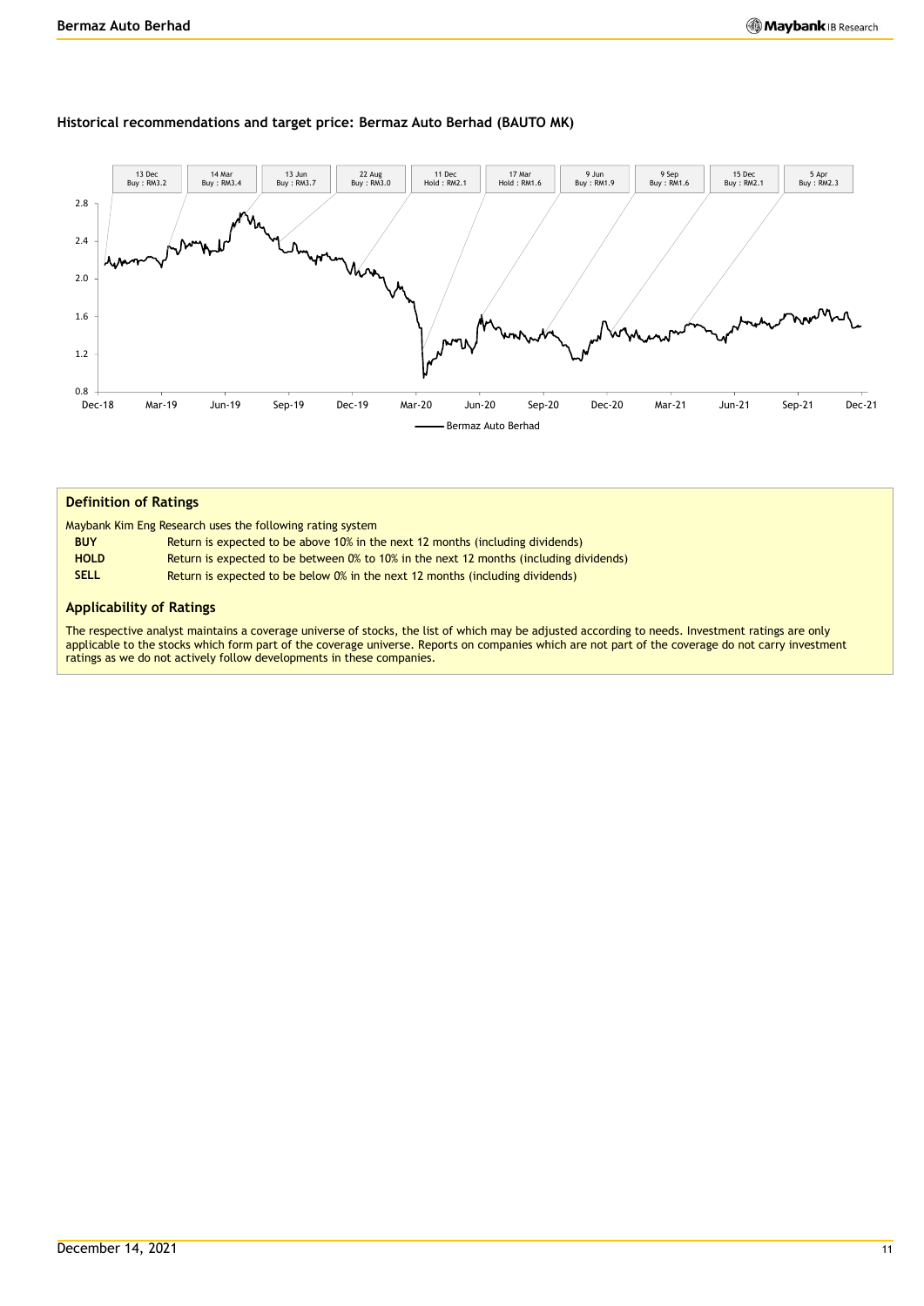**Historical recommendations and target price: Bermaz Auto Berhad (BAUTO MK)**

| Date | Rating : Target Price |
|---|---|
| 13 Dec | Buy : RM3.2 |
| 14 Mar | Buy : RM3.4 |
| 13 Jun | Buy : RM3.7 |
| 22 Aug | Buy : RM3.0 |
| 11 Dec | Hold : RM2.1 |
| 17 Mar | Hold : RM1.6 |
| 9 Jun | Buy : RM1.9 |
| 9 Sep | Buy : RM1.6 |
| 15 Dec | Buy : RM2.1 |
| 5 Apr | Buy : RM2.3 |

Bermaz Auto Berhad

## Definition of Ratings

Maybank Kim Eng Research uses the following rating system

| | |
|---|---|
| **BUY** | Return is expected to be above 10% in the next 12 months (including dividends) |
| **HOLD** | Return is expected to be between 0% to 10% in the next 12 months (including dividends) |
| **SELL** | Return is expected to be below 0% in the next 12 months (including dividends) |

## Applicability of Ratings

The respective analyst maintains a coverage universe of stocks, the list of which may be adjusted according to needs. Investment ratings are only applicable to the stocks which form part of the coverage universe. Reports on companies which are not part of the coverage do not carry investment ratings as we do not actively follow developments in these companies.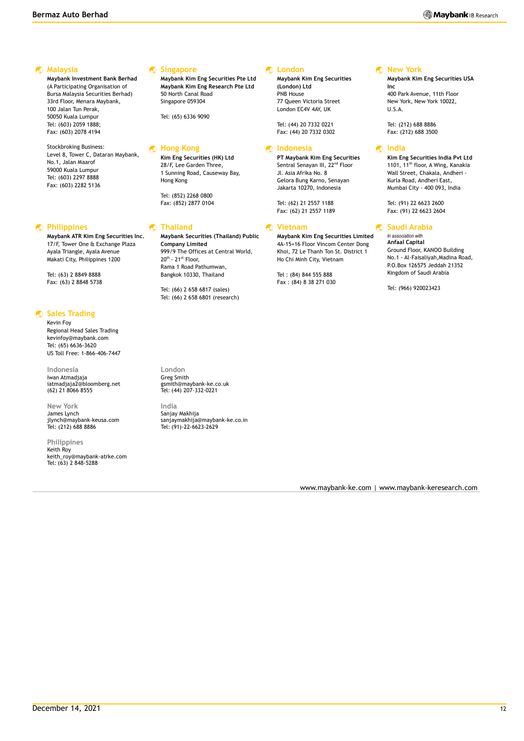## Malaysia

**Maybank Investment Bank Berhad**
(A Participating Organisation of Bursa Malaysia Securities Berhad)
33rd Floor, Menara Maybank,
100 Jalan Tun Perak,
50050 Kuala Lumpur
Tel: (603) 2059 1888;
Fax: (603) 2078 4194

Stockbroking Business:
Level 8, Tower C, Dataran Maybank,
No.1, Jalan Maarof
59000 Kuala Lumpur
Tel: (603) 2297 8888
Fax: (603) 2282 5136

## Singapore

**Maybank Kim Eng Securities Pte Ltd**
**Maybank Kim Eng Research Pte Ltd**
50 North Canal Road
Singapore 059304

Tel: (65) 6336 9090

## London

**Maybank Kim Eng Securities (London) Ltd**
PNB House
77 Queen Victoria Street
London EC4V 4AY, UK

Tel: (44) 20 7332 0221
Fax: (44) 20 7332 0302

## New York

**Maybank Kim Eng Securities USA Inc**
400 Park Avenue, 11th Floor
New York, New York 10022, U.S.A.

Tel: (212) 688 8886
Fax: (212) 688 3500

## Hong Kong

**Kim Eng Securities (HK) Ltd**
28/F, Lee Garden Three,
1 Sunning Road, Causeway Bay,
Hong Kong

Tel: (852) 2268 0800
Fax: (852) 2877 0104

## Indonesia

**PT Maybank Kim Eng Securities**
Sentral Senayan III, 22nd Floor
Jl. Asia Afrika No. 8
Gelora Bung Karno, Senayan
Jakarta 10270, Indonesia

Tel: (62) 21 2557 1188
Fax: (62) 21 2557 1189

## India

**Kim Eng Securities India Pvt Ltd**
1101, 11th floor, A Wing, Kanakia Wall Street, Chakala, Andheri - Kurla Road, Andheri East,
Mumbai City - 400 093, India

Tel: (91) 22 6623 2600
Fax: (91) 22 6623 2604

## Philippines

**Maybank ATR Kim Eng Securities Inc.**
17/F, Tower One & Exchange Plaza
Ayala Triangle, Ayala Avenue
Makati City, Philippines 1200

Tel: (63) 2 8849 8888
Fax: (63) 2 8848 5738

## Thailand

**Maybank Securities (Thailand) Public Company Limited**
999/9 The Offices at Central World,
20th - 21st Floor,
Rama 1 Road Pathumwan,
Bangkok 10330, Thailand

Tel: (66) 2 658 6817 (sales)
Tel: (66) 2 658 6801 (research)

## Vietnam

**Maybank Kim Eng Securities Limited**
4A-15+16 Floor Vincom Center Dong Khoi, 72 Le Thanh Ton St. District 1
Ho Chi Minh City, Vietnam

Tel : (84) 844 555 888
Fax : (84) 8 38 271 030

## Saudi Arabia

*In association with*
**Anfaal Capital**
Ground Floor, KANOO Building
No.1 - Al-Faisaliyah,Madina Road,
P.O.Box 126575 Jeddah 21352
Kingdom of Saudi Arabia

Tel: (966) 920023423

## Sales Trading

Kevin Foy
Regional Head Sales Trading
kevinfoy@maybank.com
Tel: (65) 6636-3620
US Toll Free: 1-866-406-7447

### Indonesia

Iwan Atmadjaja
iatmadjaja2@bloomberg.net
(62) 21 8066 8555

### New York

James Lynch
jlynch@maybank-keusa.com
Tel: (212) 688 8886

### Philippines

Keith Roy
keith_roy@maybank-atrke.com
Tel: (63) 2 848-5288

### London

Greg Smith
gsmith@maybank-ke.co.uk
Tel: (44) 207-332-0221

### India

Sanjay Makhija
sanjaymakhija@maybank-ke.co.in
Tel: (91)-22-6623-2629

www.maybank-ke.com | www.maybank-keresearch.com